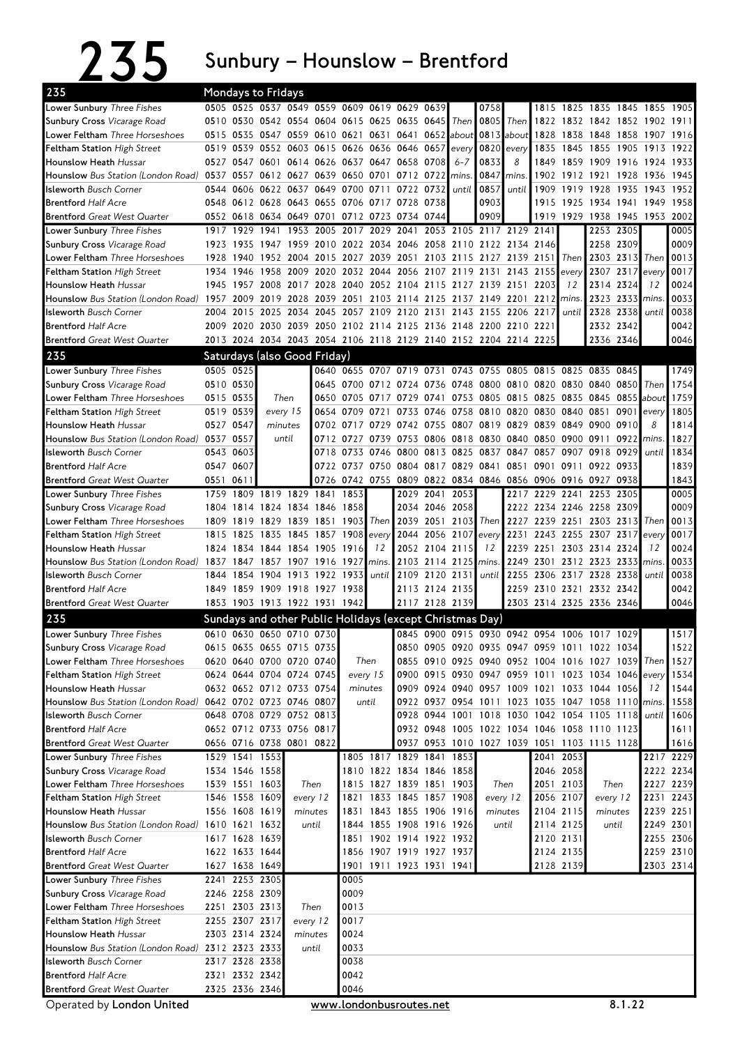# 235 Sunbury – Hounslow – Brentford

## Mondays to Fridays

| Stop | | | | | | | | | | | | | | | | | | | |
|---|---|---|---|---|---|---|---|---|---|---|---|---|---|---|---|---|---|---|---|
| Lower Sunbury *Three Fishes* | 0505 | 0525 | 0537 | 0549 | 0559 | 0609 | 0619 | 0629 | 0639 | Then | 0758 | Then | 1815 | 1825 | 1835 | 1845 | 1855 | 1905 |
| Sunbury Cross *Vicarage Road* | 0510 | 0530 | 0542 | 0554 | 0604 | 0615 | 0625 | 0635 | 0645 | about | 0805 | about | 1822 | 1832 | 1842 | 1852 | 1902 | 1911 |
| Lower Feltham *Three Horseshoes* | 0515 | 0535 | 0547 | 0559 | 0610 | 0621 | 0631 | 0641 | 0652 | every | 0813 | every | 1828 | 1838 | 1848 | 1858 | 1907 | 1916 |
| Feltham Station *High Street* | 0519 | 0539 | 0552 | 0603 | 0615 | 0626 | 0636 | 0646 | 0657 | 6-7 | 0820 | 8 | 1835 | 1845 | 1855 | 1905 | 1913 | 1922 |
| Hounslow Heath *Hussar* | 0527 | 0547 | 0601 | 0614 | 0626 | 0637 | 0647 | 0658 | 0708 | mins. | 0833 | mins. | 1849 | 1859 | 1909 | 1916 | 1924 | 1933 |
| Hounslow *Bus Station (London Road)* | 0537 | 0557 | 0612 | 0627 | 0639 | 0650 | 0701 | 0712 | 0722 | until | 0847 | until | 1902 | 1912 | 1921 | 1928 | 1936 | 1945 |
| Isleworth *Busch Corner* | 0544 | 0606 | 0622 | 0637 | 0649 | 0700 | 0711 | 0722 | 0732 | | 0857 | | 1909 | 1919 | 1928 | 1935 | 1943 | 1952 |
| Brentford *Half Acre* | 0548 | 0612 | 0628 | 0643 | 0655 | 0706 | 0717 | 0728 | 0738 | | 0903 | | 1915 | 1925 | 1934 | 1941 | 1949 | 1958 |
| Brentford *Great West Quarter* | 0552 | 0618 | 0634 | 0649 | 0701 | 0712 | 0723 | 0734 | 0744 | | 0909 | | 1919 | 1929 | 1938 | 1945 | 1953 | 2002 |

| Stop | | | | | | | | | | | | | | | | | | | |
|---|---|---|---|---|---|---|---|---|---|---|---|---|---|---|---|---|---|---|---|
| Lower Sunbury *Three Fishes* | 1917 | 1929 | 1941 | 1953 | 2005 | 2017 | 2029 | 2041 | 2053 | 2105 | 2117 | 2129 | 2141 | Then | 2253 | 2305 | Then | 0005 |
| Sunbury Cross *Vicarage Road* | 1923 | 1935 | 1947 | 1959 | 2010 | 2022 | 2034 | 2046 | 2058 | 2110 | 2122 | 2134 | 2146 | every | 2258 | 2309 | every | 0009 |
| Lower Feltham *Three Horseshoes* | 1928 | 1940 | 1952 | 2004 | 2015 | 2027 | 2039 | 2051 | 2103 | 2115 | 2127 | 2139 | 2151 | 12 | 2303 | 2313 | 12 | 0013 |
| Feltham Station *High Street* | 1934 | 1946 | 1958 | 2009 | 2020 | 2032 | 2044 | 2056 | 2107 | 2119 | 2131 | 2143 | 2155 | mins. | 2307 | 2317 | mins. | 0017 |
| Hounslow Heath *Hussar* | 1945 | 1957 | 2008 | 2017 | 2028 | 2040 | 2052 | 2104 | 2115 | 2127 | 2139 | 2151 | 2203 | until | 2314 | 2324 | until | 0024 |
| Hounslow *Bus Station (London Road)* | 1957 | 2009 | 2019 | 2028 | 2039 | 2051 | 2103 | 2114 | 2125 | 2137 | 2149 | 2201 | 2212 | | 2323 | 2333 | | 0033 |
| Isleworth *Busch Corner* | 2004 | 2015 | 2025 | 2034 | 2045 | 2057 | 2109 | 2120 | 2131 | 2143 | 2155 | 2206 | 2217 | | 2328 | 2338 | | 0038 |
| Brentford *Half Acre* | 2009 | 2020 | 2030 | 2039 | 2050 | 2102 | 2114 | 2125 | 2136 | 2148 | 2200 | 2210 | 2221 | | 2332 | 2342 | | 0042 |
| Brentford *Great West Quarter* | 2013 | 2024 | 2034 | 2043 | 2054 | 2106 | 2118 | 2129 | 2140 | 2152 | 2204 | 2214 | 2225 | | 2336 | 2346 | | 0046 |

## Saturdays (also Good Friday)

| Stop | | | | | | | | | | | | | | | | | | |
|---|---|---|---|---|---|---|---|---|---|---|---|---|---|---|---|---|---|---|
| Lower Sunbury *Three Fishes* | 0505 | 0525 | Then | 0640 | 0655 | 0707 | 0719 | 0731 | 0743 | 0755 | 0805 | 0815 | 0825 | 0835 | 0845 | | Then | 1749 |
| Sunbury Cross *Vicarage Road* | 0510 | 0530 | every 15 | 0645 | 0700 | 0712 | 0724 | 0736 | 0748 | 0800 | 0810 | 0820 | 0830 | 0840 | 0850 | | about | 1754 |
| Lower Feltham *Three Horseshoes* | 0515 | 0535 | minutes | 0650 | 0705 | 0717 | 0729 | 0741 | 0753 | 0805 | 0815 | 0825 | 0835 | 0845 | 0855 | | every | 1759 |
| Feltham Station *High Street* | 0519 | 0539 | until | 0654 | 0709 | 0721 | 0733 | 0746 | 0758 | 0810 | 0820 | 0830 | 0840 | 0851 | 0901 | | 8 | 1805 |
| Hounslow Heath *Hussar* | 0527 | 0547 | | 0702 | 0717 | 0729 | 0742 | 0755 | 0807 | 0819 | 0829 | 0839 | 0849 | 0900 | 0910 | | mins. | 1814 |
| Hounslow *Bus Station (London Road)* | 0537 | 0557 | | 0712 | 0727 | 0739 | 0753 | 0806 | 0818 | 0830 | 0840 | 0850 | 0900 | 0911 | 0922 | | until | 1827 |
| Isleworth *Busch Corner* | 0543 | 0603 | | 0718 | 0733 | 0746 | 0800 | 0813 | 0825 | 0837 | 0847 | 0857 | 0907 | 0918 | 0929 | | | 1834 |
| Brentford *Half Acre* | 0547 | 0607 | | 0722 | 0737 | 0750 | 0804 | 0817 | 0829 | 0841 | 0851 | 0901 | 0911 | 0922 | 0933 | | | 1839 |
| Brentford *Great West Quarter* | 0551 | 0611 | | 0726 | 0742 | 0755 | 0809 | 0822 | 0834 | 0846 | 0856 | 0906 | 0916 | 0927 | 0938 | | | 1843 |

| Stop | | | | | | | | | | | | | | | | | | | |
|---|---|---|---|---|---|---|---|---|---|---|---|---|---|---|---|---|---|---|---|
| Lower Sunbury *Three Fishes* | 1759 | 1809 | 1819 | 1829 | 1841 | 1853 | Then | 2029 | 2041 | 2053 | Then | 2217 | 2229 | 2241 | 2253 | 2305 | Then | 0005 |
| Sunbury Cross *Vicarage Road* | 1804 | 1814 | 1824 | 1834 | 1846 | 1858 | every | 2034 | 2046 | 2058 | every | 2222 | 2234 | 2246 | 2258 | 2309 | every | 0009 |
| Lower Feltham *Three Horseshoes* | 1809 | 1819 | 1829 | 1839 | 1851 | 1903 | 12 | 2039 | 2051 | 2103 | 12 | 2227 | 2239 | 2251 | 2303 | 2313 | 12 | 0013 |
| Feltham Station *High Street* | 1815 | 1825 | 1835 | 1845 | 1857 | 1908 | mins. | 2044 | 2056 | 2107 | mins. | 2231 | 2243 | 2255 | 2307 | 2317 | mins. | 0017 |
| Hounslow Heath *Hussar* | 1824 | 1834 | 1844 | 1854 | 1905 | 1916 | until | 2052 | 2104 | 2115 | until | 2239 | 2251 | 2303 | 2314 | 2324 | until | 0024 |
| Hounslow *Bus Station (London Road)* | 1837 | 1847 | 1857 | 1907 | 1916 | 1927 | | 2103 | 2114 | 2125 | | 2249 | 2301 | 2312 | 2323 | 2333 | | 0033 |
| Isleworth *Busch Corner* | 1844 | 1854 | 1904 | 1913 | 1922 | 1933 | | 2109 | 2120 | 2131 | | 2255 | 2306 | 2317 | 2328 | 2338 | | 0038 |
| Brentford *Half Acre* | 1849 | 1859 | 1909 | 1918 | 1927 | 1938 | | 2113 | 2124 | 2135 | | 2259 | 2310 | 2321 | 2332 | 2342 | | 0042 |
| Brentford *Great West Quarter* | 1853 | 1903 | 1913 | 1922 | 1931 | 1942 | | 2117 | 2128 | 2139 | | 2303 | 2314 | 2325 | 2336 | 2346 | | 0046 |

## Sundays and other Public Holidays (except Christmas Day)

| Stop | | | | | | | | | | | | | | | | | | |
|---|---|---|---|---|---|---|---|---|---|---|---|---|---|---|---|---|---|---|
| Lower Sunbury *Three Fishes* | 0610 | 0630 | 0650 | 0710 | 0730 | Then | 0845 | 0900 | 0915 | 0930 | 0942 | 0954 | 1006 | 1017 | 1029 | Then | 1517 |
| Sunbury Cross *Vicarage Road* | 0615 | 0635 | 0655 | 0715 | 0735 | every 15 | 0850 | 0905 | 0920 | 0935 | 0947 | 0959 | 1011 | 1022 | 1034 | every | 1522 |
| Lower Feltham *Three Horseshoes* | 0620 | 0640 | 0700 | 0720 | 0740 | minutes | 0855 | 0910 | 0925 | 0940 | 0952 | 1004 | 1016 | 1027 | 1039 | 12 | 1527 |
| Feltham Station *High Street* | 0624 | 0644 | 0704 | 0724 | 0745 | until | 0900 | 0915 | 0930 | 0947 | 0959 | 1011 | 1023 | 1034 | 1046 | mins. | 1534 |
| Hounslow Heath *Hussar* | 0632 | 0652 | 0712 | 0733 | 0754 | | 0909 | 0924 | 0940 | 0957 | 1009 | 1021 | 1033 | 1044 | 1056 | until | 1544 |
| Hounslow *Bus Station (London Road)* | 0642 | 0702 | 0723 | 0746 | 0807 | | 0922 | 0937 | 0954 | 1011 | 1023 | 1035 | 1047 | 1058 | 1110 | | 1558 |
| Isleworth *Busch Corner* | 0648 | 0708 | 0729 | 0752 | 0813 | | 0928 | 0944 | 1001 | 1018 | 1030 | 1042 | 1054 | 1105 | 1118 | | 1606 |
| Brentford *Half Acre* | 0652 | 0712 | 0733 | 0756 | 0817 | | 0932 | 0948 | 1005 | 1022 | 1034 | 1046 | 1058 | 1110 | 1123 | | 1611 |
| Brentford *Great West Quarter* | 0656 | 0716 | 0738 | 0801 | 0822 | | 0937 | 0953 | 1010 | 1027 | 1039 | 1051 | 1103 | 1115 | 1128 | | 1616 |

| Stop | | | | | | | | | | | | | | | | | |
|---|---|---|---|---|---|---|---|---|---|---|---|---|---|---|---|---|---|
| Lower Sunbury *Three Fishes* | 1529 | 1541 | 1553 | Then | 1805 | 1817 | 1829 | 1841 | 1853 | Then | 2041 | 2053 | Then | 2217 | 2229 |
| Sunbury Cross *Vicarage Road* | 1534 | 1546 | 1558 | every 12 | 1810 | 1822 | 1834 | 1846 | 1858 | every 12 | 2046 | 2058 | every 12 | 2222 | 2234 |
| Lower Feltham *Three Horseshoes* | 1539 | 1551 | 1603 | minutes | 1815 | 1827 | 1839 | 1851 | 1903 | minutes | 2051 | 2103 | minutes | 2227 | 2239 |
| Feltham Station *High Street* | 1546 | 1558 | 1609 | until | 1821 | 1833 | 1845 | 1857 | 1908 | until | 2056 | 2107 | until | 2231 | 2243 |
| Hounslow Heath *Hussar* | 1556 | 1608 | 1619 | | 1831 | 1843 | 1855 | 1906 | 1916 | | 2104 | 2115 | | 2239 | 2251 |
| Hounslow *Bus Station (London Road)* | 1610 | 1621 | 1632 | | 1844 | 1855 | 1908 | 1916 | 1926 | | 2114 | 2125 | | 2249 | 2301 |
| Isleworth *Busch Corner* | 1617 | 1628 | 1639 | | 1851 | 1902 | 1914 | 1922 | 1932 | | 2120 | 2131 | | 2255 | 2306 |
| Brentford *Half Acre* | 1622 | 1633 | 1644 | | 1856 | 1907 | 1919 | 1927 | 1937 | | 2124 | 2135 | | 2259 | 2310 |
| Brentford *Great West Quarter* | 1627 | 1638 | 1649 | | 1901 | 1911 | 1923 | 1931 | 1941 | | 2128 | 2139 | | 2303 | 2314 |

| Stop | | | | | |
|---|---|---|---|---|---|
| Lower Sunbury *Three Fishes* | 2241 | 2253 | 2305 | Then | 0005 |
| Sunbury Cross *Vicarage Road* | 2246 | 2258 | 2309 | every 12 | 0009 |
| Lower Feltham *Three Horseshoes* | 2251 | 2303 | 2313 | minutes | 0013 |
| Feltham Station *High Street* | 2255 | 2307 | 2317 | until | 0017 |
| Hounslow Heath *Hussar* | 2303 | 2314 | 2324 | | 0024 |
| Hounslow *Bus Station (London Road)* | 2312 | 2323 | 2333 | | 0033 |
| Isleworth *Busch Corner* | 2317 | 2328 | 2338 | | 0038 |
| Brentford *Half Acre* | 2321 | 2332 | 2342 | | 0042 |
| Brentford *Great West Quarter* | 2325 | 2336 | 2346 | | 0046 |

Operated by **London United** — www.londonbusroutes.net — 8.1.22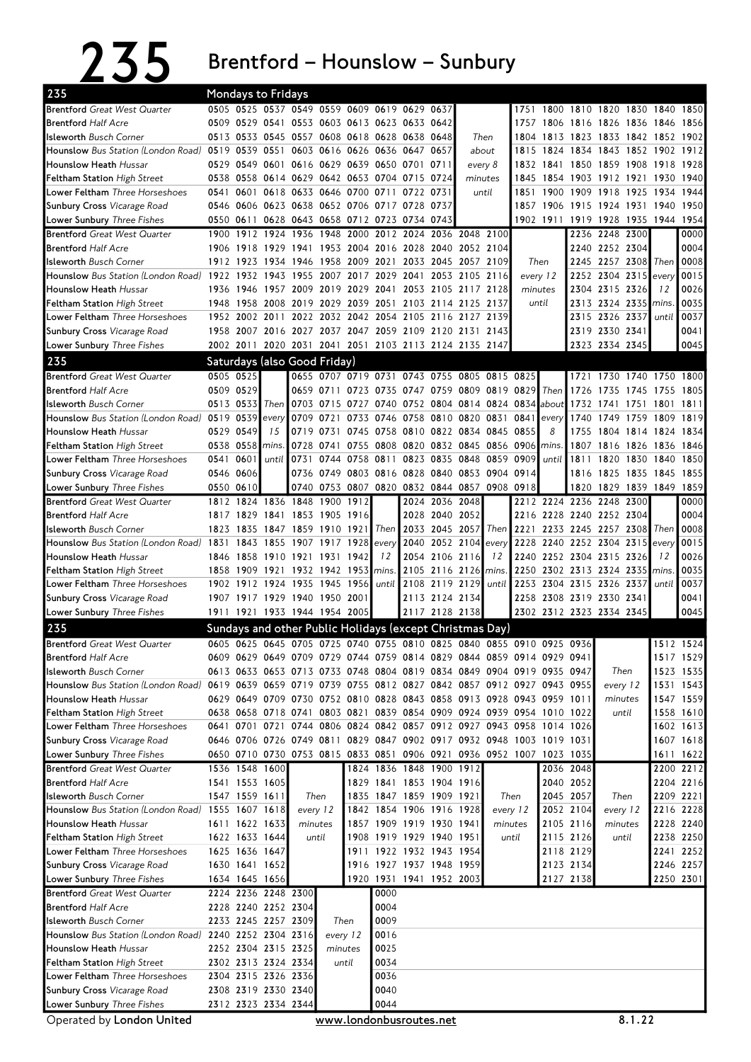# 235 Brentford – Hounslow – Sunbury

## Mondays to Fridays

| 235 | | | | | | | | | | | | | | | | | |
|---|---|---|---|---|---|---|---|---|---|---|---|---|---|---|---|---|---|
| **Brentford** *Great West Quarter* | 0505 | 0525 | 0537 | 0549 | 0559 | 0609 | 0619 | 0629 | 0637 | | 1751 | 1800 | 1810 | 1820 | 1830 | 1840 | 1850 |
| **Brentford** *Half Acre* | 0509 | 0529 | 0541 | 0553 | 0603 | 0613 | 0623 | 0633 | 0642 | | 1757 | 1806 | 1816 | 1826 | 1836 | 1846 | 1856 |
| **Isleworth** *Busch Corner* | 0513 | 0533 | 0545 | 0557 | 0608 | 0618 | 0628 | 0638 | 0648 | Then | 1804 | 1813 | 1823 | 1833 | 1842 | 1852 | 1902 |
| **Hounslow** *Bus Station (London Road)* | 0519 | 0539 | 0551 | 0603 | 0616 | 0626 | 0636 | 0647 | 0657 | about | 1815 | 1824 | 1834 | 1843 | 1852 | 1902 | 1912 |
| **Hounslow Heath** *Hussar* | 0529 | 0549 | 0601 | 0616 | 0629 | 0639 | 0650 | 0701 | 0711 | every 8 | 1832 | 1841 | 1850 | 1859 | 1908 | 1918 | 1928 |
| **Feltham Station** *High Street* | 0538 | 0558 | 0614 | 0629 | 0642 | 0653 | 0704 | 0715 | 0724 | minutes | 1845 | 1854 | 1903 | 1912 | 1921 | 1930 | 1940 |
| **Lower Feltham** *Three Horseshoes* | 0541 | 0601 | 0618 | 0633 | 0646 | 0700 | 0711 | 0722 | 0731 | until | 1851 | 1900 | 1909 | 1918 | 1925 | 1934 | 1944 |
| **Sunbury Cross** *Vicarage Road* | 0546 | 0606 | 0623 | 0638 | 0652 | 0706 | 0717 | 0728 | 0737 | | 1857 | 1906 | 1915 | 1924 | 1931 | 1940 | 1950 |
| **Lower Sunbury** *Three Fishes* | 0550 | 0611 | 0628 | 0643 | 0658 | 0712 | 0723 | 0734 | 0743 | | 1902 | 1911 | 1919 | 1928 | 1935 | 1944 | 1954 |

| | | | | | | | | | | | | | | | | | |
|---|---|---|---|---|---|---|---|---|---|---|---|---|---|---|---|---|---|
| **Brentford** *Great West Quarter* | 1900 | 1912 | 1924 | 1936 | 1948 | 2000 | 2012 | 2024 | 2036 | 2048 | 2100 | | 2236 | 2248 | 2300 | | 0000 |
| **Brentford** *Half Acre* | 1906 | 1918 | 1929 | 1941 | 1953 | 2004 | 2016 | 2028 | 2040 | 2052 | 2104 | | 2240 | 2252 | 2304 | | 0004 |
| **Isleworth** *Busch Corner* | 1912 | 1923 | 1934 | 1946 | 1958 | 2009 | 2021 | 2033 | 2045 | 2057 | 2109 | Then | 2245 | 2257 | 2308 | Then | 0008 |
| **Hounslow** *Bus Station (London Road)* | 1922 | 1932 | 1943 | 1955 | 2007 | 2017 | 2029 | 2041 | 2053 | 2105 | 2116 | every 12 | 2252 | 2304 | 2315 | every | 0015 |
| **Hounslow Heath** *Hussar* | 1936 | 1946 | 1957 | 2009 | 2019 | 2029 | 2041 | 2053 | 2105 | 2117 | 2128 | minutes | 2304 | 2315 | 2326 | 12 | 0026 |
| **Feltham Station** *High Street* | 1948 | 1958 | 2008 | 2019 | 2029 | 2039 | 2051 | 2103 | 2114 | 2125 | 2137 | until | 2313 | 2324 | 2335 | mins. | 0035 |
| **Lower Feltham** *Three Horseshoes* | 1952 | 2002 | 2011 | 2022 | 2032 | 2042 | 2054 | 2105 | 2116 | 2127 | 2139 | | 2315 | 2326 | 2337 | until | 0037 |
| **Sunbury Cross** *Vicarage Road* | 1958 | 2007 | 2016 | 2027 | 2037 | 2047 | 2059 | 2109 | 2120 | 2131 | 2143 | | 2319 | 2330 | 2341 | | 0041 |
| **Lower Sunbury** *Three Fishes* | 2002 | 2011 | 2020 | 2031 | 2041 | 2051 | 2103 | 2113 | 2124 | 2135 | 2147 | | 2323 | 2334 | 2345 | | 0045 |

## Saturdays (also Good Friday)

| 235 | | | | | | | | | | | | | | | | | | |
|---|---|---|---|---|---|---|---|---|---|---|---|---|---|---|---|---|---|---|
| **Brentford** *Great West Quarter* | 0505 | 0525 | | 0655 | 0707 | 0719 | 0731 | 0743 | 0755 | 0805 | 0815 | 0825 | | 1721 | 1730 | 1740 | 1750 | 1800 |
| **Brentford** *Half Acre* | 0509 | 0529 | | 0659 | 0711 | 0723 | 0735 | 0747 | 0759 | 0809 | 0819 | 0829 | Then | 1726 | 1735 | 1745 | 1755 | 1805 |
| **Isleworth** *Busch Corner* | 0513 | 0533 | Then | 0703 | 0715 | 0727 | 0740 | 0752 | 0804 | 0814 | 0824 | 0834 | about | 1732 | 1741 | 1751 | 1801 | 1811 |
| **Hounslow** *Bus Station (London Road)* | 0519 | 0539 | every | 0709 | 0721 | 0733 | 0746 | 0758 | 0810 | 0820 | 0831 | 0841 | every | 1740 | 1749 | 1759 | 1809 | 1819 |
| **Hounslow Heath** *Hussar* | 0529 | 0549 | 15 | 0719 | 0731 | 0745 | 0758 | 0810 | 0822 | 0834 | 0845 | 0855 | 8 | 1755 | 1804 | 1814 | 1824 | 1834 |
| **Feltham Station** *High Street* | 0538 | 0558 | mins. | 0728 | 0741 | 0755 | 0808 | 0820 | 0832 | 0845 | 0856 | 0906 | mins. | 1807 | 1816 | 1826 | 1836 | 1846 |
| **Lower Feltham** *Three Horseshoes* | 0541 | 0601 | until | 0731 | 0744 | 0758 | 0811 | 0823 | 0835 | 0848 | 0859 | 0909 | until | 1811 | 1820 | 1830 | 1840 | 1850 |
| **Sunbury Cross** *Vicarage Road* | 0546 | 0606 | | 0736 | 0749 | 0803 | 0816 | 0828 | 0840 | 0853 | 0904 | 0914 | | 1816 | 1825 | 1835 | 1845 | 1855 |
| **Lower Sunbury** *Three Fishes* | 0550 | 0610 | | 0740 | 0753 | 0807 | 0820 | 0832 | 0844 | 0857 | 0908 | 0918 | | 1820 | 1829 | 1839 | 1849 | 1859 |

| | | | | | | | | | | | | | | | | | | |
|---|---|---|---|---|---|---|---|---|---|---|---|---|---|---|---|---|---|---|
| **Brentford** *Great West Quarter* | 1812 | 1824 | 1836 | 1848 | 1900 | 1912 | | 2024 | 2036 | 2048 | | 2212 | 2224 | 2236 | 2248 | 2300 | | 0000 |
| **Brentford** *Half Acre* | 1817 | 1829 | 1841 | 1853 | 1905 | 1916 | | 2028 | 2040 | 2052 | | 2216 | 2228 | 2240 | 2252 | 2304 | | 0004 |
| **Isleworth** *Busch Corner* | 1823 | 1835 | 1847 | 1859 | 1910 | 1921 | Then | 2033 | 2045 | 2057 | Then | 2221 | 2233 | 2245 | 2257 | 2308 | Then | 0008 |
| **Hounslow** *Bus Station (London Road)* | 1831 | 1843 | 1855 | 1907 | 1917 | 1928 | every | 2040 | 2052 | 2104 | every | 2228 | 2240 | 2252 | 2304 | 2315 | every | 0015 |
| **Hounslow Heath** *Hussar* | 1846 | 1858 | 1910 | 1921 | 1931 | 1942 | 12 | 2054 | 2106 | 2116 | 12 | 2240 | 2252 | 2304 | 2315 | 2326 | 12 | 0026 |
| **Feltham Station** *High Street* | 1858 | 1909 | 1921 | 1932 | 1942 | 1953 | mins. | 2105 | 2116 | 2126 | mins. | 2250 | 2302 | 2313 | 2324 | 2335 | mins. | 0035 |
| **Lower Feltham** *Three Horseshoes* | 1902 | 1912 | 1924 | 1935 | 1945 | 1956 | until | 2108 | 2119 | 2129 | until | 2253 | 2304 | 2315 | 2326 | 2337 | until | 0037 |
| **Sunbury Cross** *Vicarage Road* | 1907 | 1917 | 1929 | 1940 | 1950 | 2001 | | 2113 | 2124 | 2134 | | 2258 | 2308 | 2319 | 2330 | 2341 | | 0041 |
| **Lower Sunbury** *Three Fishes* | 1911 | 1921 | 1933 | 1944 | 1954 | 2005 | | 2117 | 2128 | 2138 | | 2302 | 2312 | 2323 | 2334 | 2345 | | 0045 |

## Sundays and other Public Holidays (except Christmas Day)

| 235 | | | | | | | | | | | | | | | | | |
|---|---|---|---|---|---|---|---|---|---|---|---|---|---|---|---|---|---|
| **Brentford** *Great West Quarter* | 0605 | 0625 | 0645 | 0705 | 0725 | 0740 | 0755 | 0810 | 0825 | 0840 | 0855 | 0910 | 0925 | 0936 | | 1512 | 1524 |
| **Brentford** *Half Acre* | 0609 | 0629 | 0649 | 0709 | 0729 | 0744 | 0759 | 0814 | 0829 | 0844 | 0859 | 0914 | 0929 | 0941 | | 1517 | 1529 |
| **Isleworth** *Busch Corner* | 0613 | 0633 | 0653 | 0713 | 0733 | 0748 | 0804 | 0819 | 0834 | 0849 | 0904 | 0919 | 0935 | 0947 | Then | 1523 | 1535 |
| **Hounslow** *Bus Station (London Road)* | 0619 | 0639 | 0659 | 0719 | 0739 | 0755 | 0812 | 0827 | 0842 | 0857 | 0912 | 0927 | 0943 | 0955 | every 12 | 1531 | 1543 |
| **Hounslow Heath** *Hussar* | 0629 | 0649 | 0709 | 0730 | 0752 | 0810 | 0828 | 0843 | 0858 | 0913 | 0928 | 0943 | 0959 | 1011 | minutes | 1547 | 1559 |
| **Feltham Station** *High Street* | 0638 | 0658 | 0718 | 0741 | 0803 | 0821 | 0839 | 0854 | 0909 | 0924 | 0939 | 0954 | 1010 | 1022 | until | 1558 | 1610 |
| **Lower Feltham** *Three Horseshoes* | 0641 | 0701 | 0721 | 0744 | 0806 | 0824 | 0842 | 0857 | 0912 | 0927 | 0943 | 0958 | 1014 | 1026 | | 1602 | 1613 |
| **Sunbury Cross** *Vicarage Road* | 0646 | 0706 | 0726 | 0749 | 0811 | 0829 | 0847 | 0902 | 0917 | 0932 | 0948 | 1003 | 1019 | 1031 | | 1607 | 1618 |
| **Lower Sunbury** *Three Fishes* | 0650 | 0710 | 0730 | 0753 | 0815 | 0833 | 0851 | 0906 | 0921 | 0936 | 0952 | 1007 | 1023 | 1035 | | 1611 | 1622 |

| | | | | | | | | | | | | | | | |
|---|---|---|---|---|---|---|---|---|---|---|---|---|---|---|---|
| **Brentford** *Great West Quarter* | 1536 | 1548 | 1600 | | 1824 | 1836 | 1848 | 1900 | 1912 | | 2036 | 2048 | | 2200 | 2212 |
| **Brentford** *Half Acre* | 1541 | 1553 | 1605 | | 1829 | 1841 | 1853 | 1904 | 1916 | | 2040 | 2052 | | 2204 | 2216 |
| **Isleworth** *Busch Corner* | 1547 | 1559 | 1611 | Then | 1835 | 1847 | 1859 | 1909 | 1921 | Then | 2045 | 2057 | Then | 2209 | 2221 |
| **Hounslow** *Bus Station (London Road)* | 1555 | 1607 | 1618 | every 12 | 1842 | 1854 | 1906 | 1916 | 1928 | every 12 | 2052 | 2104 | every 12 | 2216 | 2228 |
| **Hounslow Heath** *Hussar* | 1611 | 1622 | 1633 | minutes | 1857 | 1909 | 1919 | 1930 | 1941 | minutes | 2105 | 2116 | minutes | 2228 | 2240 |
| **Feltham Station** *High Street* | 1622 | 1633 | 1644 | until | 1908 | 1919 | 1929 | 1940 | 1951 | until | 2115 | 2126 | until | 2238 | 2250 |
| **Lower Feltham** *Three Horseshoes* | 1625 | 1636 | 1647 | | 1911 | 1922 | 1932 | 1943 | 1954 | | 2118 | 2129 | | 2241 | 2252 |
| **Sunbury Cross** *Vicarage Road* | 1630 | 1641 | 1652 | | 1916 | 1927 | 1937 | 1948 | 1959 | | 2123 | 2134 | | 2246 | 2257 |
| **Lower Sunbury** *Three Fishes* | 1634 | 1645 | 1656 | | 1920 | 1931 | 1941 | 1952 | 2003 | | 2127 | 2138 | | 2250 | 2301 |

| | | | | | | |
|---|---|---|---|---|---|---|
| **Brentford** *Great West Quarter* | 2224 | 2236 | 2248 | 2300 | | 0000 |
| **Brentford** *Half Acre* | 2228 | 2240 | 2252 | 2304 | | 0004 |
| **Isleworth** *Busch Corner* | 2233 | 2245 | 2257 | 2309 | Then | 0009 |
| **Hounslow** *Bus Station (London Road)* | 2240 | 2252 | 2304 | 2316 | every 12 | 0016 |
| **Hounslow Heath** *Hussar* | 2252 | 2304 | 2315 | 2325 | minutes | 0025 |
| **Feltham Station** *High Street* | 2302 | 2313 | 2324 | 2334 | until | 0034 |
| **Lower Feltham** *Three Horseshoes* | 2304 | 2315 | 2326 | 2336 | | 0036 |
| **Sunbury Cross** *Vicarage Road* | 2308 | 2319 | 2330 | 2340 | | 0040 |
| **Lower Sunbury** *Three Fishes* | 2312 | 2323 | 2334 | 2344 | | 0044 |

Operated by **London United** — www.londonbusroutes.net — 8.1.22